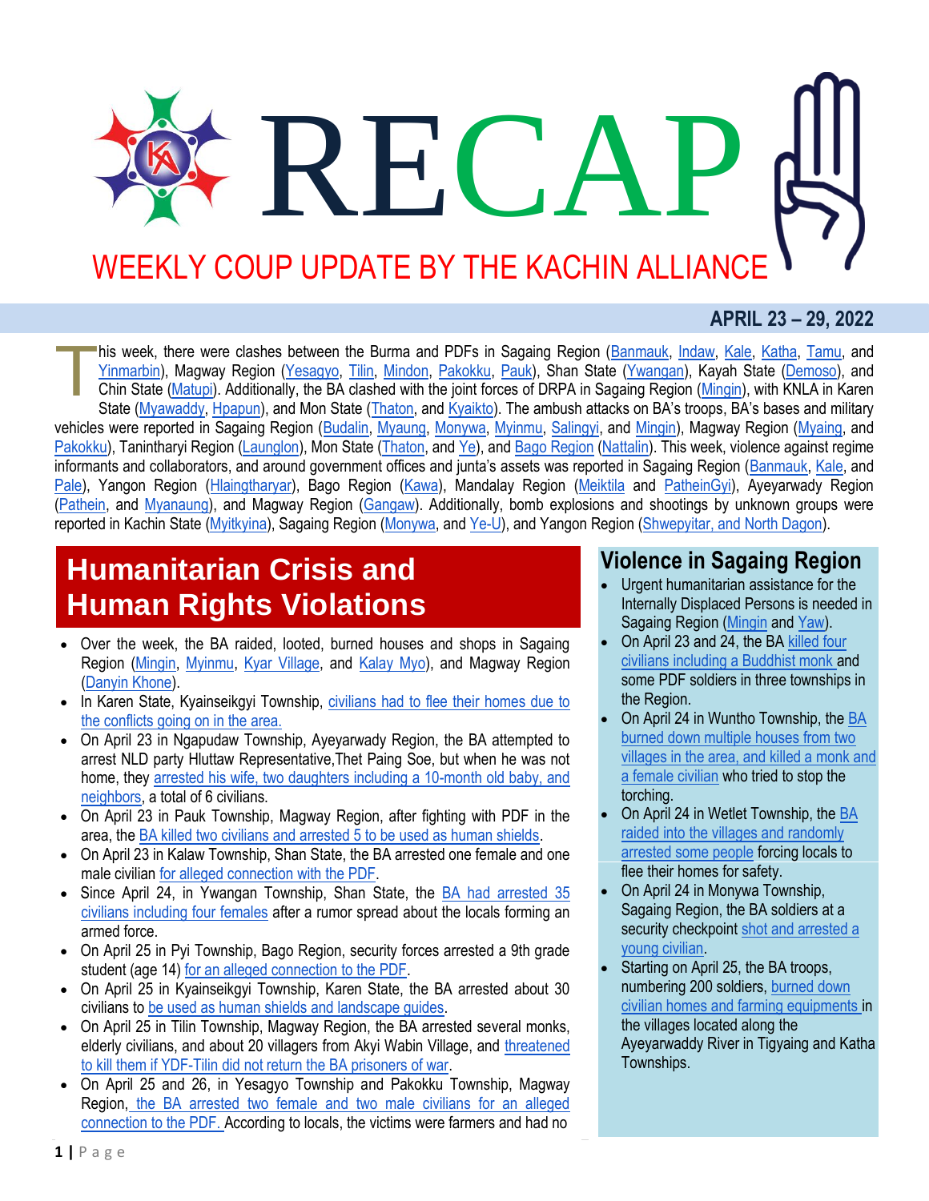# RECAP

## WEEKLY COUP UPDATE BY THE KACHIN ALLIANCE

**APRIL 23 – 29, 2022**

This week, there were clashes between the Burma and PDFs in Sagaing Region (Banmauk, Indaw, Kale, Katha, Tamu, and Yinmarbin), Magway Region (Yesagyo, Tilin, Mindon, Pakokku, Pauk), Shan State (Ywangan), Kayah State (Demoso), and Chin State (Matupi). Additionally, the BA clashed with the joint forces of DRPA in Sagaing Region (Mingin), with KNLA in Karen State (Myawaddy, Hpapun), and Mon State (Thaton, and Kyaikto). The ambush attacks on BA's troops, BA's bases and military vehicles were reported in Sagaing Region (Budalin, Myaung, Monywa, Myinmu, Salingyi, and Mingin), Magway Region (Myaing, and Pakokku), Tanintharyi Region (Launglon), Mon State (Thaton, and Ye), and Bago Region (Nattalin). This week, violence against regime informants and collaborators, and around government offices and junta's assets was reported in Sagaing Region (Banmauk, Kale, and Pale), Yangon Region (Hlaingtharyar), Bago Region (Kawa), Mandalay Region (Meiktila and PatheinGyi), Ayeyarwady Region (Pathein, and Myanaung), and Magway Region (Gangaw). Additionally, bomb explosions and shootings by unknown groups were reported in Kachin State (Myitkyina), Sagaing Region (Monywa, and Ye-U), and Yangon Region (Shwepyitar, and North Dagon).

## Humanitarian Crisis and Human Rights Violations

- Over the week, the BA raided, looted, burned houses and shops in Sagaing Region (Mingin, Myinmu, Kyar Village, and Kalay Myo), and Magway Region (Danyin Khone).
- In Karen State, Kyainseikgyi Township, civilians had to flee their homes due to the conflicts going on in the area.
- On April 23 in Ngapudaw Township, Ayeyarwady Region, the BA attempted to arrest NLD party Hluttaw Representative,Thet Paing Soe, but when he was not home, they arrested his wife, two daughters including a 10-month old baby, and neighbors, a total of 6 civilians.
- On April 23 in Pauk Township, Magway Region, after fighting with PDF in the area, the BA killed two civilians and arrested 5 to be used as human shields.
- On April 23 in Kalaw Township, Shan State, the BA arrested one female and one male civilian for alleged connection with the PDF.
- Since April 24, in Ywangan Township, Shan State, the BA had arrested 35 civilians including four females after a rumor spread about the locals forming an armed force.
- On April 25 in Pyi Township, Bago Region, security forces arrested a 9th grade student (age 14) for an alleged connection to the PDF.
- On April 25 in Kyainseikgyi Township, Karen State, the BA arrested about 30 civilians to be used as human shields and landscape guides.
- On April 25 in Tilin Township, Magway Region, the BA arrested several monks, elderly civilians, and about 20 villagers from Akyi Wabin Village, and threatened to kill them if YDF-Tilin did not return the BA prisoners of war.
- On April 25 and 26, in Yesagyo Township and Pakokku Township, Magway Region, the BA arrested two female and two male civilians for an alleged connection to the PDF. According to locals, the victims were farmers and had no

## Violence in Sagaing Region

- Urgent humanitarian assistance for the Internally Displaced Persons is needed in Sagaing Region (Mingin and Yaw).
- On April 23 and 24, the BA killed four civilians including a Buddhist monk and some PDF soldiers in three townships in the Region.
- On April 24 in Wuntho Township, the BA burned down multiple houses from two villages in the area, and killed a monk and a female civilian who tried to stop the torching.
- On April 24 in Wetlet Township, the BA raided into the villages and randomly arrested some people forcing locals to flee their homes for safety.
- On April 24 in Monywa Township, Sagaing Region, the BA soldiers at a security checkpoint shot and arrested a young civilian.
- Starting on April 25, the BA troops, numbering 200 soldiers, burned down civilian homes and farming equipments in the villages located along the Ayeyarwaddy River in Tigyaing and Katha Townships.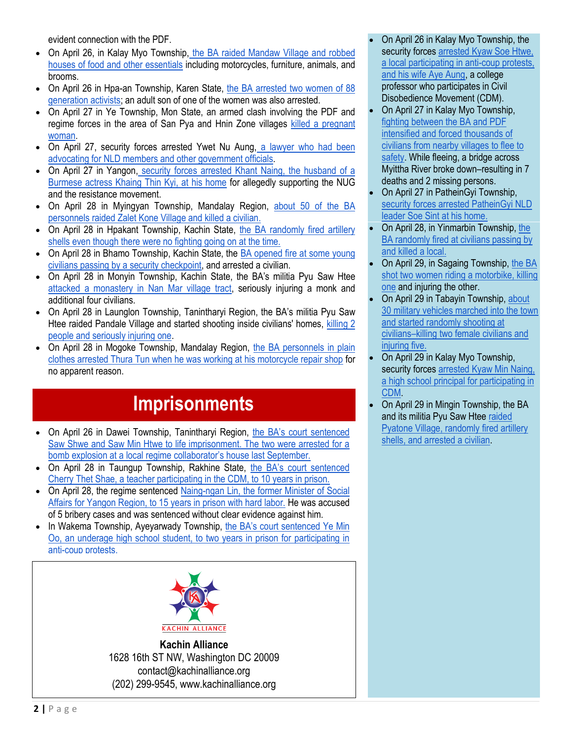evident connection with the PDF.

- On April 26, in Kalay Myo Township, the BA raided Mandaw Village and robbed houses of food and other essentials including motorcycles, furniture, animals, and brooms.
- On April 26 in Hpa-an Township, Karen State, the BA arrested two women of 88 generation activists; an adult son of one of the women was also arrested.
- On April 27 in Ye Township, Mon State, an armed clash involving the PDF and regime forces in the area of San Pya and Hnin Zone villages killed a pregnant woman.
- On April 27, security forces arrested Ywet Nu Aung, a lawyer who had been advocating for NLD members and other government officials.
- On April 27 in Yangon, security forces arrested Khant Naing, the husband of a Burmese actress Khaing Thin Kyi, at his home for allegedly supporting the NUG and the resistance movement.
- On April 28 in Myingyan Township, Mandalay Region, about 50 of the BA personnels raided Zalet Kone Village and killed a civilian.
- On April 28 in Hpakant Township, Kachin State, the BA randomly fired artillery shells even though there were no fighting going on at the time.
- On April 28 in Bhamo Township, Kachin State, the BA opened fire at some young civilians passing by a security checkpoint, and arrested a civilian.
- On April 28 in Monyin Township, Kachin State, the BA's militia Pyu Saw Htee attacked a monastery in Nan Mar village tract, seriously injuring a monk and additional four civilians.
- On April 28 in Launglon Township, Tanintharyi Region, the BA's militia Pyu Saw Htee raided Pandale Village and started shooting inside civilians' homes, killing 2 people and seriously injuring one.
- On April 28 in Mogoke Township, Mandalay Region, the BA personnels in plain clothes arrested Thura Tun when he was working at his motorcycle repair shop for no apparent reason.

## Imprisonments

- On April 26 in Dawei Township, Tanintharyi Region, the BA's court sentenced Saw Shwe and Saw Min Htwe to life imprisonment. The two were arrested for a bomb explosion at a local regime collaborator's house last September.
- On April 28 in Taungup Township, Rakhine State, the BA's court sentenced Cherry Thet Shae, a teacher participating in the CDM, to 10 years in prison.
- On April 28, the regime sentenced Naing-ngan Lin, the former Minister of Social Affairs for Yangon Region, to 15 years in prison with hard labor. He was accused of 5 bribery cases and was sentenced without clear evidence against him.
- In Wakema Township, Ayeyarwady Township, the BA's court sentenced Ye Min Oo, an underage high school student, to two years in prison for participating in anti-coup protests.

- On April 26 in Kalay Myo Township, the security forces arrested Kyaw Soe Htwe, a local participating in anti-coup protests, and his wife Aye Aung, a college professor who participates in Civil Disobedience Movement (CDM).
- On April 27 in Kalay Myo Township, fighting between the BA and PDF intensified and forced thousands of civilians from nearby villages to flee to safety. While fleeing, a bridge across Myittha River broke down–resulting in 7 deaths and 2 missing persons.
- On April 27 in PatheinGyi Township, security forces arrested PatheinGyi NLD leader Soe Sint at his home.
- On April 28, in Yinmarbin Township, the BA randomly fired at civilians passing by and killed a local.
- On April 29, in Sagaing Township, the BA shot two women riding a motorbike, killing one and injuring the other.
- On April 29 in Tabayin Township, about 30 military vehicles marched into the town and started randomly shooting at civilians–killing two female civilians and injuring five.
- On April 29 in Kalay Myo Township, security forces arrested Kyaw Min Naing, a high school principal for participating in CDM.
- On April 29 in Mingin Township, the BA and its militia Pyu Saw Htee raided Pyatone Village, randomly fired artillery shells, and arrested a civilian.

KACHIN ALLIANCE

**Kachin Alliance**
1628 16th ST NW, Washington DC 20009
contact@kachinalliance.org
(202) 299-9545, www.kachinalliance.org